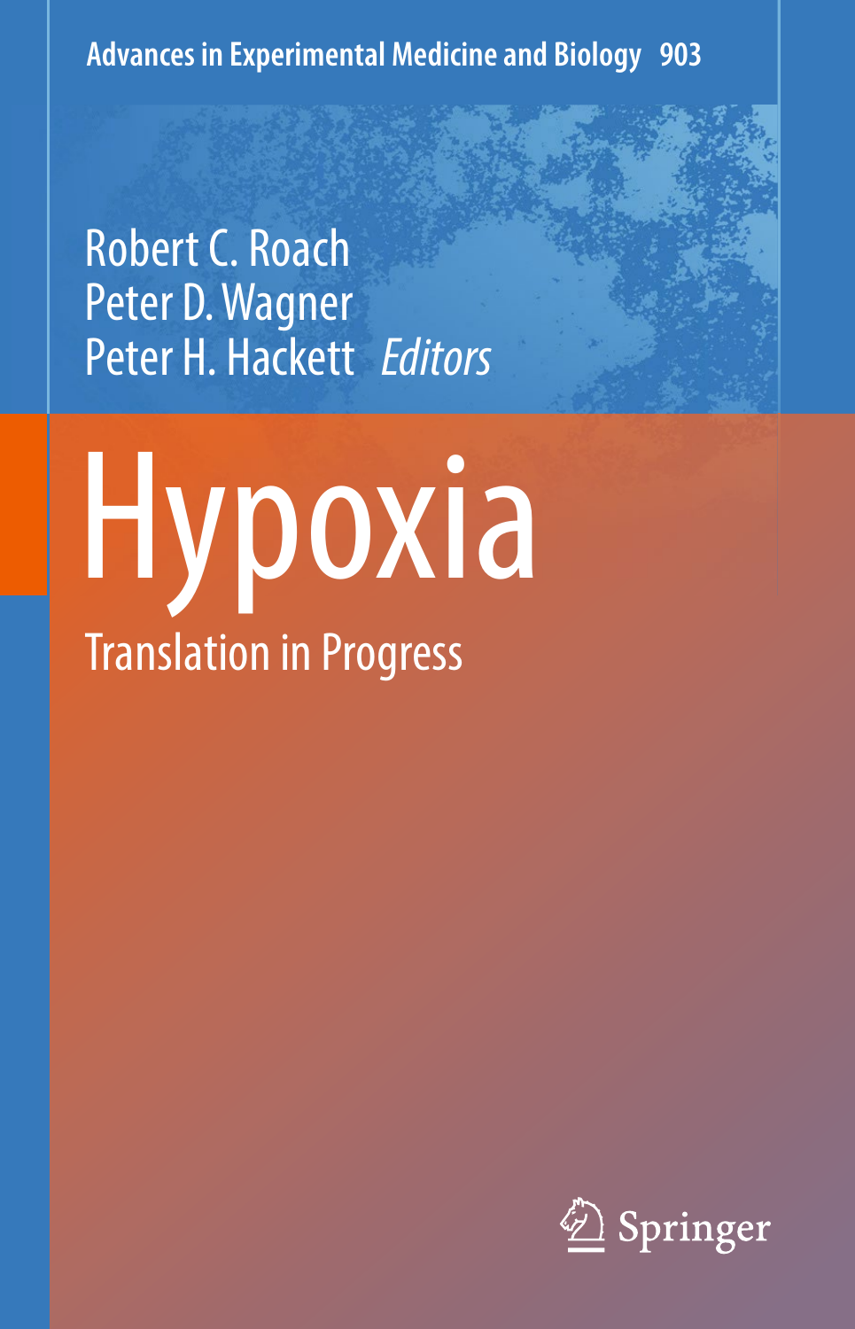Advances in Experimental Medicine and Biology 903

Robert C. Roach
Peter D. Wagner
Peter H. Hackett *Editors*

# Hypoxia

## Translation in Progress

Springer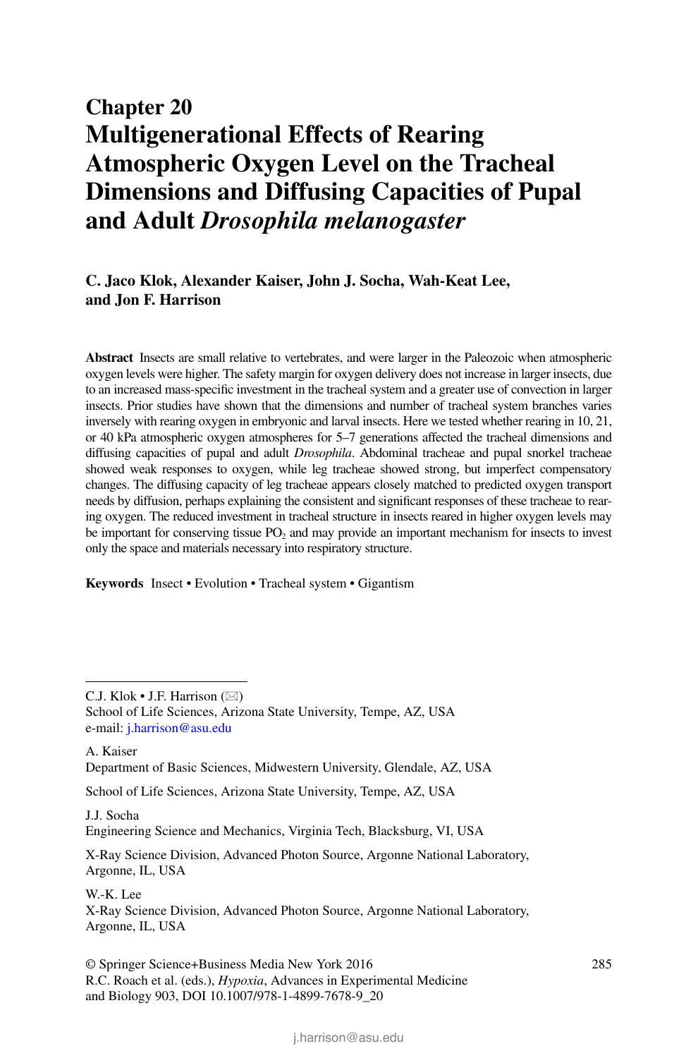# Chapter 20
# Multigenerational Effects of Rearing Atmospheric Oxygen Level on the Tracheal Dimensions and Diffusing Capacities of Pupal and Adult *Drosophila melanogaster*

**C. Jaco Klok, Alexander Kaiser, John J. Socha, Wah-Keat Lee, and Jon F. Harrison**

**Abstract** Insects are small relative to vertebrates, and were larger in the Paleozoic when atmospheric oxygen levels were higher. The safety margin for oxygen delivery does not increase in larger insects, due to an increased mass-specific investment in the tracheal system and a greater use of convection in larger insects. Prior studies have shown that the dimensions and number of tracheal system branches varies inversely with rearing oxygen in embryonic and larval insects. Here we tested whether rearing in 10, 21, or 40 kPa atmospheric oxygen atmospheres for 5–7 generations affected the tracheal dimensions and diffusing capacities of pupal and adult *Drosophila*. Abdominal tracheae and pupal snorkel tracheae showed weak responses to oxygen, while leg tracheae showed strong, but imperfect compensatory changes. The diffusing capacity of leg tracheae appears closely matched to predicted oxygen transport needs by diffusion, perhaps explaining the consistent and significant responses of these tracheae to rearing oxygen. The reduced investment in tracheal structure in insects reared in higher oxygen levels may be important for conserving tissue $PO_2$ and may provide an important mechanism for insects to invest only the space and materials necessary into respiratory structure.

**Keywords** Insect • Evolution • Tracheal system • Gigantism

---

C.J. Klok • J.F. Harrison (✉)
School of Life Sciences, Arizona State University, Tempe, AZ, USA
e-mail: j.harrison@asu.edu

A. Kaiser
Department of Basic Sciences, Midwestern University, Glendale, AZ, USA

School of Life Sciences, Arizona State University, Tempe, AZ, USA

J.J. Socha
Engineering Science and Mechanics, Virginia Tech, Blacksburg, VI, USA

X-Ray Science Division, Advanced Photon Source, Argonne National Laboratory, Argonne, IL, USA

W.-K. Lee
X-Ray Science Division, Advanced Photon Source, Argonne National Laboratory, Argonne, IL, USA

© Springer Science+Business Media New York 2016
R.C. Roach et al. (eds.), *Hypoxia*, Advances in Experimental Medicine and Biology 903, DOI 10.1007/978-1-4899-7678-9_20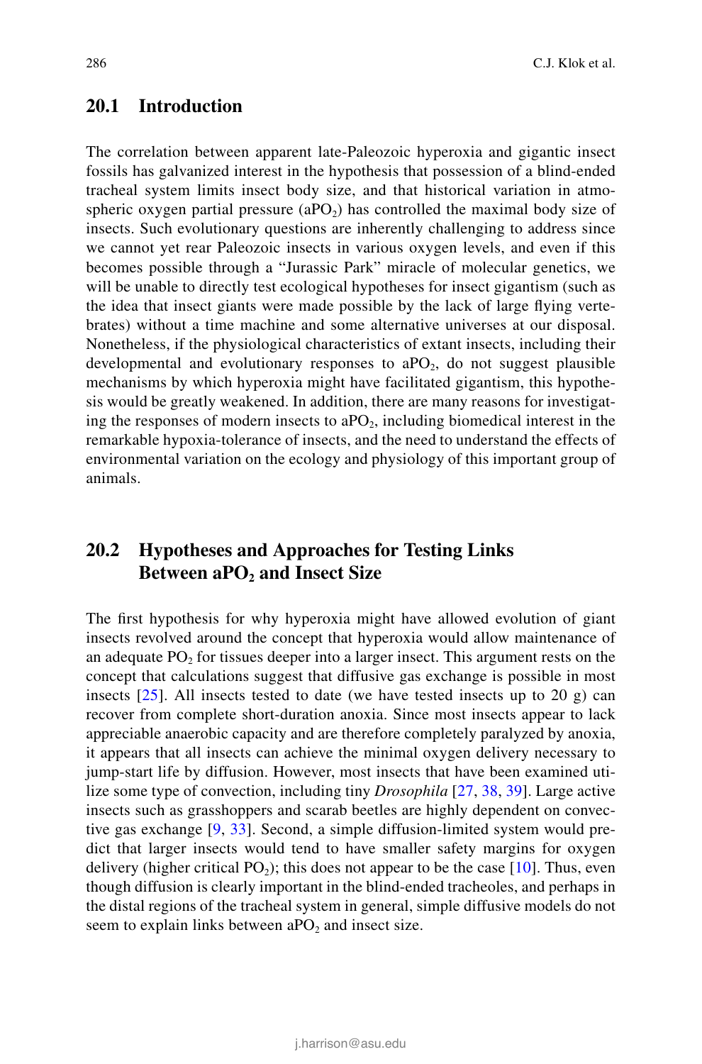## 20.1 Introduction

The correlation between apparent late-Paleozoic hyperoxia and gigantic insect fossils has galvanized interest in the hypothesis that possession of a blind-ended tracheal system limits insect body size, and that historical variation in atmospheric oxygen partial pressure ($aPO_2$) has controlled the maximal body size of insects. Such evolutionary questions are inherently challenging to address since we cannot yet rear Paleozoic insects in various oxygen levels, and even if this becomes possible through a "Jurassic Park" miracle of molecular genetics, we will be unable to directly test ecological hypotheses for insect gigantism (such as the idea that insect giants were made possible by the lack of large flying vertebrates) without a time machine and some alternative universes at our disposal. Nonetheless, if the physiological characteristics of extant insects, including their developmental and evolutionary responses to $aPO_2$, do not suggest plausible mechanisms by which hyperoxia might have facilitated gigantism, this hypothesis would be greatly weakened. In addition, there are many reasons for investigating the responses of modern insects to $aPO_2$, including biomedical interest in the remarkable hypoxia-tolerance of insects, and the need to understand the effects of environmental variation on the ecology and physiology of this important group of animals.

## 20.2 Hypotheses and Approaches for Testing Links Between $aPO_2$ and Insect Size

The first hypothesis for why hyperoxia might have allowed evolution of giant insects revolved around the concept that hyperoxia would allow maintenance of an adequate $PO_2$ for tissues deeper into a larger insect. This argument rests on the concept that calculations suggest that diffusive gas exchange is possible in most insects [25]. All insects tested to date (we have tested insects up to 20 g) can recover from complete short-duration anoxia. Since most insects appear to lack appreciable anaerobic capacity and are therefore completely paralyzed by anoxia, it appears that all insects can achieve the minimal oxygen delivery necessary to jump-start life by diffusion. However, most insects that have been examined utilize some type of convection, including tiny *Drosophila* [27, 38, 39]. Large active insects such as grasshoppers and scarab beetles are highly dependent on convective gas exchange [9, 33]. Second, a simple diffusion-limited system would predict that larger insects would tend to have smaller safety margins for oxygen delivery (higher critical $PO_2$); this does not appear to be the case [10]. Thus, even though diffusion is clearly important in the blind-ended tracheoles, and perhaps in the distal regions of the tracheal system in general, simple diffusive models do not seem to explain links between $aPO_2$ and insect size.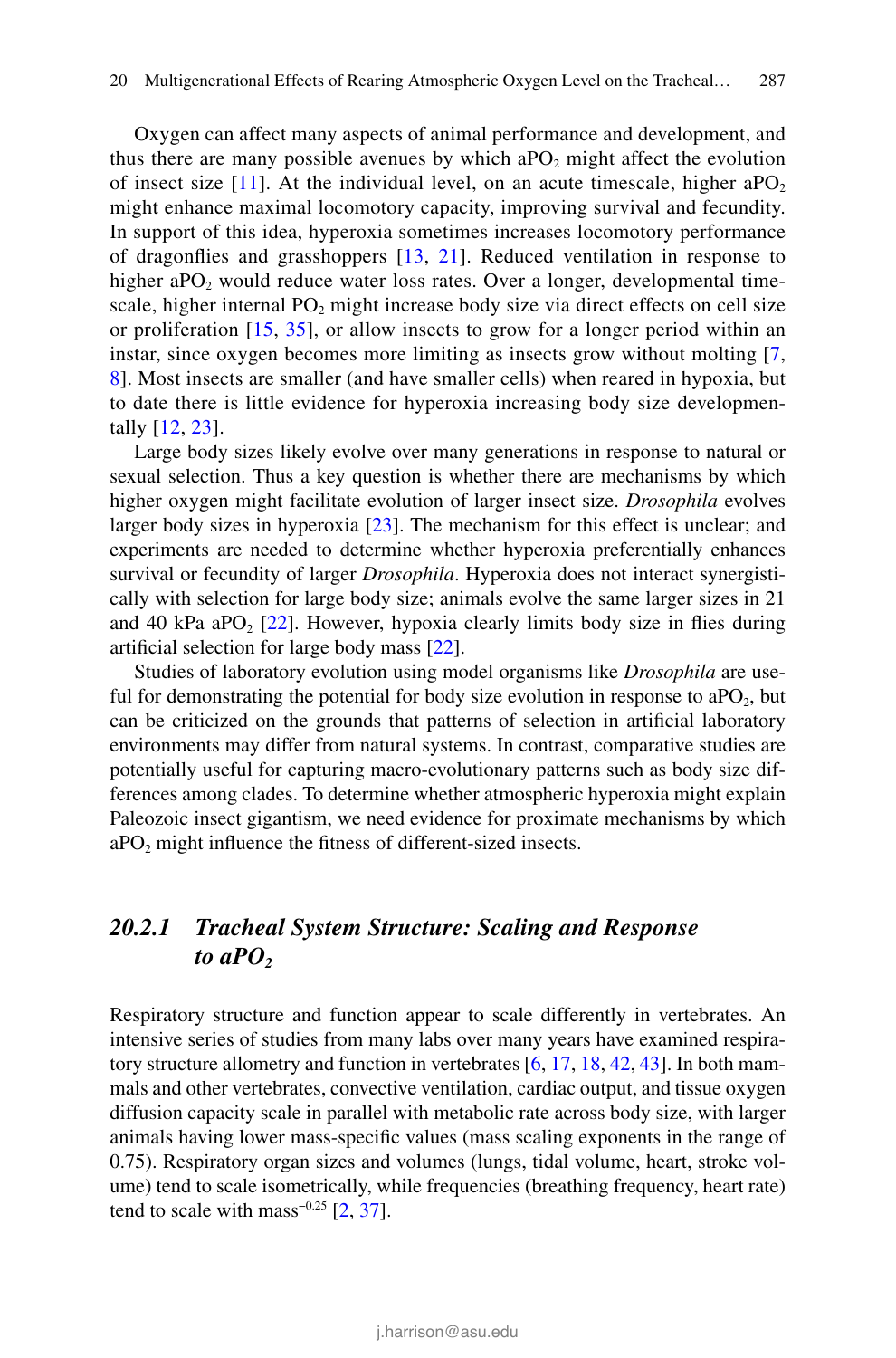Oxygen can affect many aspects of animal performance and development, and thus there are many possible avenues by which $aPO_2$ might affect the evolution of insect size [11]. At the individual level, on an acute timescale, higher $aPO_2$ might enhance maximal locomotory capacity, improving survival and fecundity. In support of this idea, hyperoxia sometimes increases locomotory performance of dragonflies and grasshoppers [13, 21]. Reduced ventilation in response to higher $aPO_2$ would reduce water loss rates. Over a longer, developmental timescale, higher internal $PO_2$ might increase body size via direct effects on cell size or proliferation [15, 35], or allow insects to grow for a longer period within an instar, since oxygen becomes more limiting as insects grow without molting [7, 8]. Most insects are smaller (and have smaller cells) when reared in hypoxia, but to date there is little evidence for hyperoxia increasing body size developmentally [12, 23].

Large body sizes likely evolve over many generations in response to natural or sexual selection. Thus a key question is whether there are mechanisms by which higher oxygen might facilitate evolution of larger insect size. *Drosophila* evolves larger body sizes in hyperoxia [23]. The mechanism for this effect is unclear; and experiments are needed to determine whether hyperoxia preferentially enhances survival or fecundity of larger *Drosophila*. Hyperoxia does not interact synergistically with selection for large body size; animals evolve the same larger sizes in 21 and 40 kPa $aPO_2$ [22]. However, hypoxia clearly limits body size in flies during artificial selection for large body mass [22].

Studies of laboratory evolution using model organisms like *Drosophila* are useful for demonstrating the potential for body size evolution in response to $aPO_2$, but can be criticized on the grounds that patterns of selection in artificial laboratory environments may differ from natural systems. In contrast, comparative studies are potentially useful for capturing macro-evolutionary patterns such as body size differences among clades. To determine whether atmospheric hyperoxia might explain Paleozoic insect gigantism, we need evidence for proximate mechanisms by which $aPO_2$ might influence the fitness of different-sized insects.

### *20.2.1 Tracheal System Structure: Scaling and Response to $aPO_2$*

Respiratory structure and function appear to scale differently in vertebrates. An intensive series of studies from many labs over many years have examined respiratory structure allometry and function in vertebrates [6, 17, 18, 42, 43]. In both mammals and other vertebrates, convective ventilation, cardiac output, and tissue oxygen diffusion capacity scale in parallel with metabolic rate across body size, with larger animals having lower mass-specific values (mass scaling exponents in the range of 0.75). Respiratory organ sizes and volumes (lungs, tidal volume, heart, stroke volume) tend to scale isometrically, while frequencies (breathing frequency, heart rate) tend to scale with mass$^{-0.25}$ [2, 37].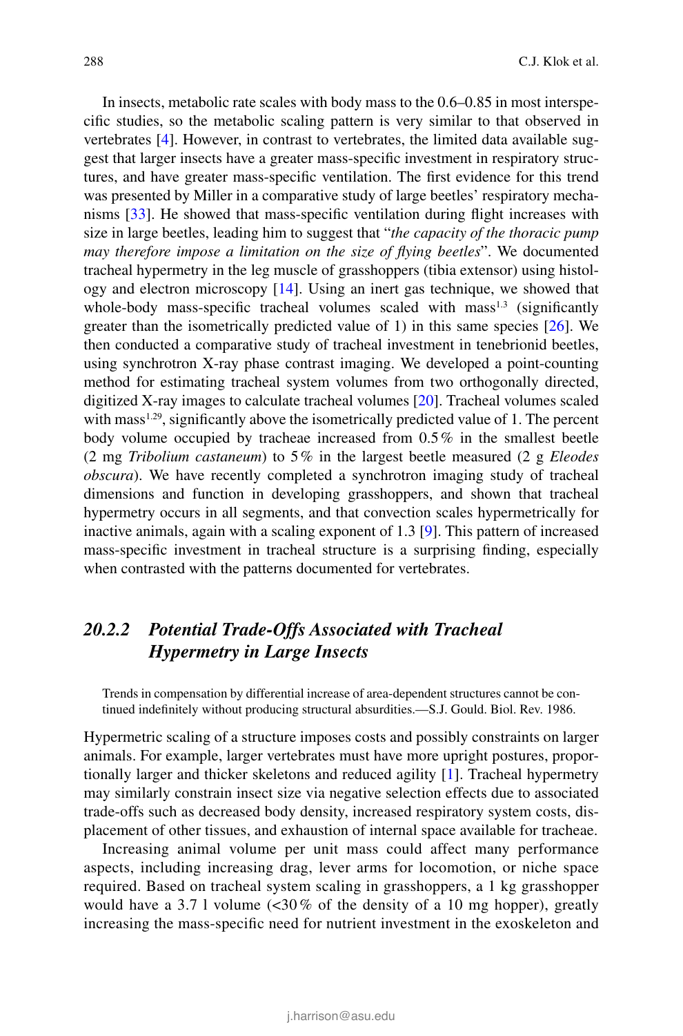In insects, metabolic rate scales with body mass to the 0.6–0.85 in most interspecific studies, so the metabolic scaling pattern is very similar to that observed in vertebrates [4]. However, in contrast to vertebrates, the limited data available suggest that larger insects have a greater mass-specific investment in respiratory structures, and have greater mass-specific ventilation. The first evidence for this trend was presented by Miller in a comparative study of large beetles' respiratory mechanisms [33]. He showed that mass-specific ventilation during flight increases with size in large beetles, leading him to suggest that "*the capacity of the thoracic pump may therefore impose a limitation on the size of flying beetles*". We documented tracheal hypermetry in the leg muscle of grasshoppers (tibia extensor) using histology and electron microscopy [14]. Using an inert gas technique, we showed that whole-body mass-specific tracheal volumes scaled with $mass^{1.3}$ (significantly greater than the isometrically predicted value of 1) in this same species [26]. We then conducted a comparative study of tracheal investment in tenebrionid beetles, using synchrotron X-ray phase contrast imaging. We developed a point-counting method for estimating tracheal system volumes from two orthogonally directed, digitized X-ray images to calculate tracheal volumes [20]. Tracheal volumes scaled with $mass^{1.29}$, significantly above the isometrically predicted value of 1. The percent body volume occupied by tracheae increased from 0.5 % in the smallest beetle (2 mg *Tribolium castaneum*) to 5 % in the largest beetle measured (2 g *Eleodes obscura*). We have recently completed a synchrotron imaging study of tracheal dimensions and function in developing grasshoppers, and shown that tracheal hypermetry occurs in all segments, and that convection scales hypermetrically for inactive animals, again with a scaling exponent of 1.3 [9]. This pattern of increased mass-specific investment in tracheal structure is a surprising finding, especially when contrasted with the patterns documented for vertebrates.

### *20.2.2 Potential Trade-Offs Associated with Tracheal Hypermetry in Large Insects*

> Trends in compensation by differential increase of area-dependent structures cannot be continued indefinitely without producing structural absurdities.—S.J. Gould. Biol. Rev. 1986.

Hypermetric scaling of a structure imposes costs and possibly constraints on larger animals. For example, larger vertebrates must have more upright postures, proportionally larger and thicker skeletons and reduced agility [1]. Tracheal hypermetry may similarly constrain insect size via negative selection effects due to associated trade-offs such as decreased body density, increased respiratory system costs, displacement of other tissues, and exhaustion of internal space available for tracheae.

Increasing animal volume per unit mass could affect many performance aspects, including increasing drag, lever arms for locomotion, or niche space required. Based on tracheal system scaling in grasshoppers, a 1 kg grasshopper would have a 3.7 l volume (<30 % of the density of a 10 mg hopper), greatly increasing the mass-specific need for nutrient investment in the exoskeleton and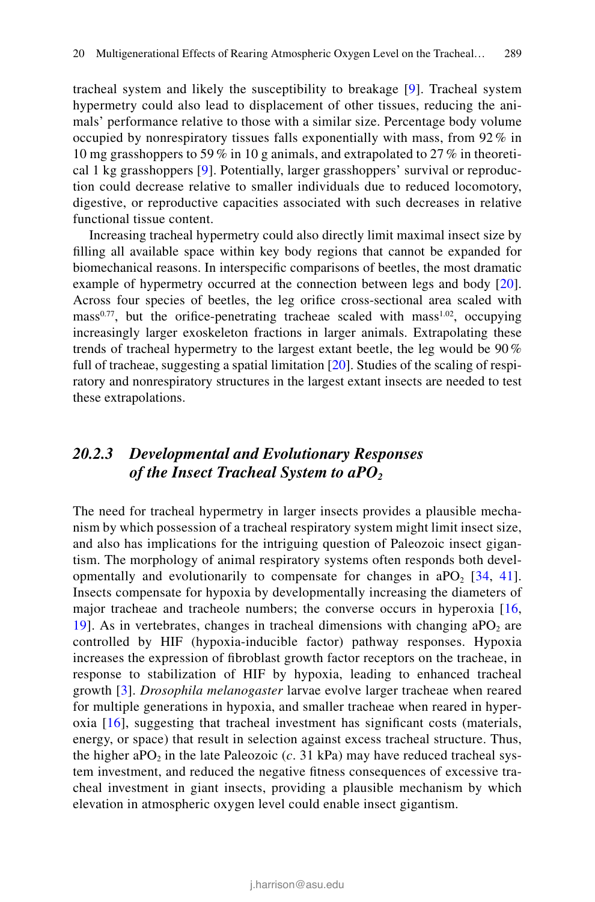tracheal system and likely the susceptibility to breakage [9]. Tracheal system hypermetry could also lead to displacement of other tissues, reducing the animals' performance relative to those with a similar size. Percentage body volume occupied by nonrespiratory tissues falls exponentially with mass, from 92 % in 10 mg grasshoppers to 59 % in 10 g animals, and extrapolated to 27 % in theoretical 1 kg grasshoppers [9]. Potentially, larger grasshoppers' survival or reproduction could decrease relative to smaller individuals due to reduced locomotory, digestive, or reproductive capacities associated with such decreases in relative functional tissue content.

Increasing tracheal hypermetry could also directly limit maximal insect size by filling all available space within key body regions that cannot be expanded for biomechanical reasons. In interspecific comparisons of beetles, the most dramatic example of hypermetry occurred at the connection between legs and body [20]. Across four species of beetles, the leg orifice cross-sectional area scaled with $mass^{0.77}$, but the orifice-penetrating tracheae scaled with $mass^{1.02}$, occupying increasingly larger exoskeleton fractions in larger animals. Extrapolating these trends of tracheal hypermetry to the largest extant beetle, the leg would be 90 % full of tracheae, suggesting a spatial limitation [20]. Studies of the scaling of respiratory and nonrespiratory structures in the largest extant insects are needed to test these extrapolations.

### 20.2.3 Developmental and Evolutionary Responses of the Insect Tracheal System to $aPO_2$

The need for tracheal hypermetry in larger insects provides a plausible mechanism by which possession of a tracheal respiratory system might limit insect size, and also has implications for the intriguing question of Paleozoic insect gigantism. The morphology of animal respiratory systems often responds both developmentally and evolutionarily to compensate for changes in $aPO_2$ [34, 41]. Insects compensate for hypoxia by developmentally increasing the diameters of major tracheae and tracheole numbers; the converse occurs in hyperoxia [16, 19]. As in vertebrates, changes in tracheal dimensions with changing $aPO_2$ are controlled by HIF (hypoxia-inducible factor) pathway responses. Hypoxia increases the expression of fibroblast growth factor receptors on the tracheae, in response to stabilization of HIF by hypoxia, leading to enhanced tracheal growth [3]. *Drosophila melanogaster* larvae evolve larger tracheae when reared for multiple generations in hypoxia, and smaller tracheae when reared in hyperoxia [16], suggesting that tracheal investment has significant costs (materials, energy, or space) that result in selection against excess tracheal structure. Thus, the higher $aPO_2$ in the late Paleozoic (*c*. 31 kPa) may have reduced tracheal system investment, and reduced the negative fitness consequences of excessive tracheal investment in giant insects, providing a plausible mechanism by which elevation in atmospheric oxygen level could enable insect gigantism.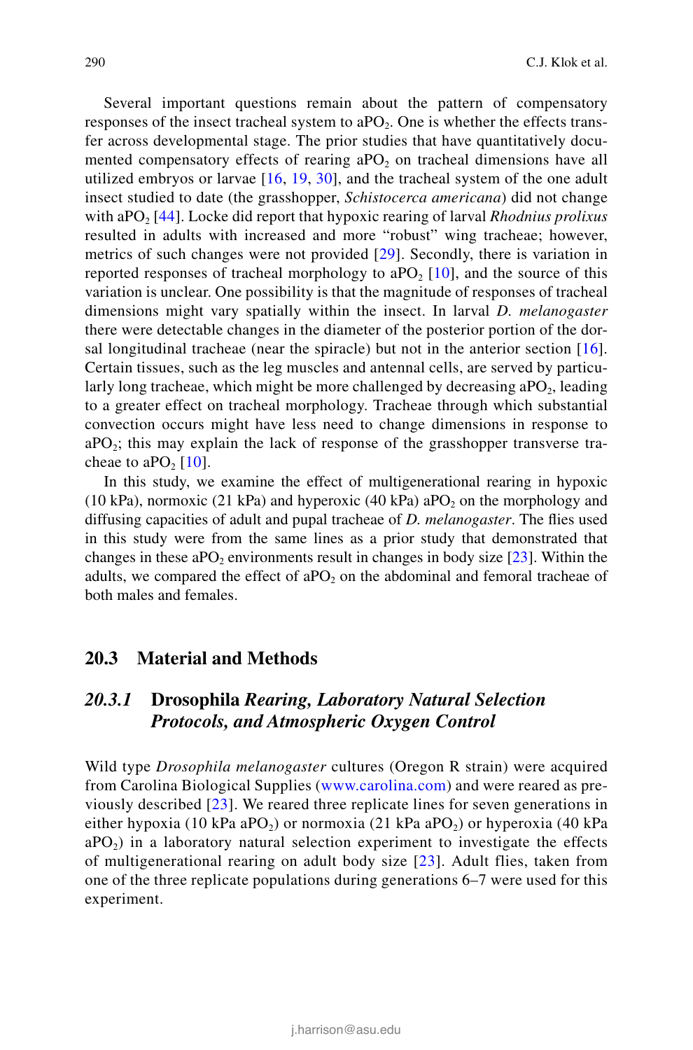Several important questions remain about the pattern of compensatory responses of the insect tracheal system to $aPO_2$. One is whether the effects transfer across developmental stage. The prior studies that have quantitatively documented compensatory effects of rearing $aPO_2$ on tracheal dimensions have all utilized embryos or larvae [16, 19, 30], and the tracheal system of the one adult insect studied to date (the grasshopper, *Schistocerca americana*) did not change with $aPO_2$ [44]. Locke did report that hypoxic rearing of larval *Rhodnius prolixus* resulted in adults with increased and more "robust" wing tracheae; however, metrics of such changes were not provided [29]. Secondly, there is variation in reported responses of tracheal morphology to $aPO_2$ [10], and the source of this variation is unclear. One possibility is that the magnitude of responses of tracheal dimensions might vary spatially within the insect. In larval *D. melanogaster* there were detectable changes in the diameter of the posterior portion of the dorsal longitudinal tracheae (near the spiracle) but not in the anterior section [16]. Certain tissues, such as the leg muscles and antennal cells, are served by particularly long tracheae, which might be more challenged by decreasing $aPO_2$, leading to a greater effect on tracheal morphology. Tracheae through which substantial convection occurs might have less need to change dimensions in response to $aPO_2$; this may explain the lack of response of the grasshopper transverse tracheae to $aPO_2$ [10].

In this study, we examine the effect of multigenerational rearing in hypoxic (10 kPa), normoxic (21 kPa) and hyperoxic (40 kPa) $aPO_2$ on the morphology and diffusing capacities of adult and pupal tracheae of *D. melanogaster*. The flies used in this study were from the same lines as a prior study that demonstrated that changes in these $aPO_2$ environments result in changes in body size [23]. Within the adults, we compared the effect of $aPO_2$ on the abdominal and femoral tracheae of both males and females.

## 20.3 Material and Methods

### 20.3.1 *Drosophila* Rearing, Laboratory Natural Selection Protocols, and Atmospheric Oxygen Control

Wild type *Drosophila melanogaster* cultures (Oregon R strain) were acquired from Carolina Biological Supplies (www.carolina.com) and were reared as previously described [23]. We reared three replicate lines for seven generations in either hypoxia (10 kPa $aPO_2$) or normoxia (21 kPa $aPO_2$) or hyperoxia (40 kPa $aPO_2$) in a laboratory natural selection experiment to investigate the effects of multigenerational rearing on adult body size [23]. Adult flies, taken from one of the three replicate populations during generations 6–7 were used for this experiment.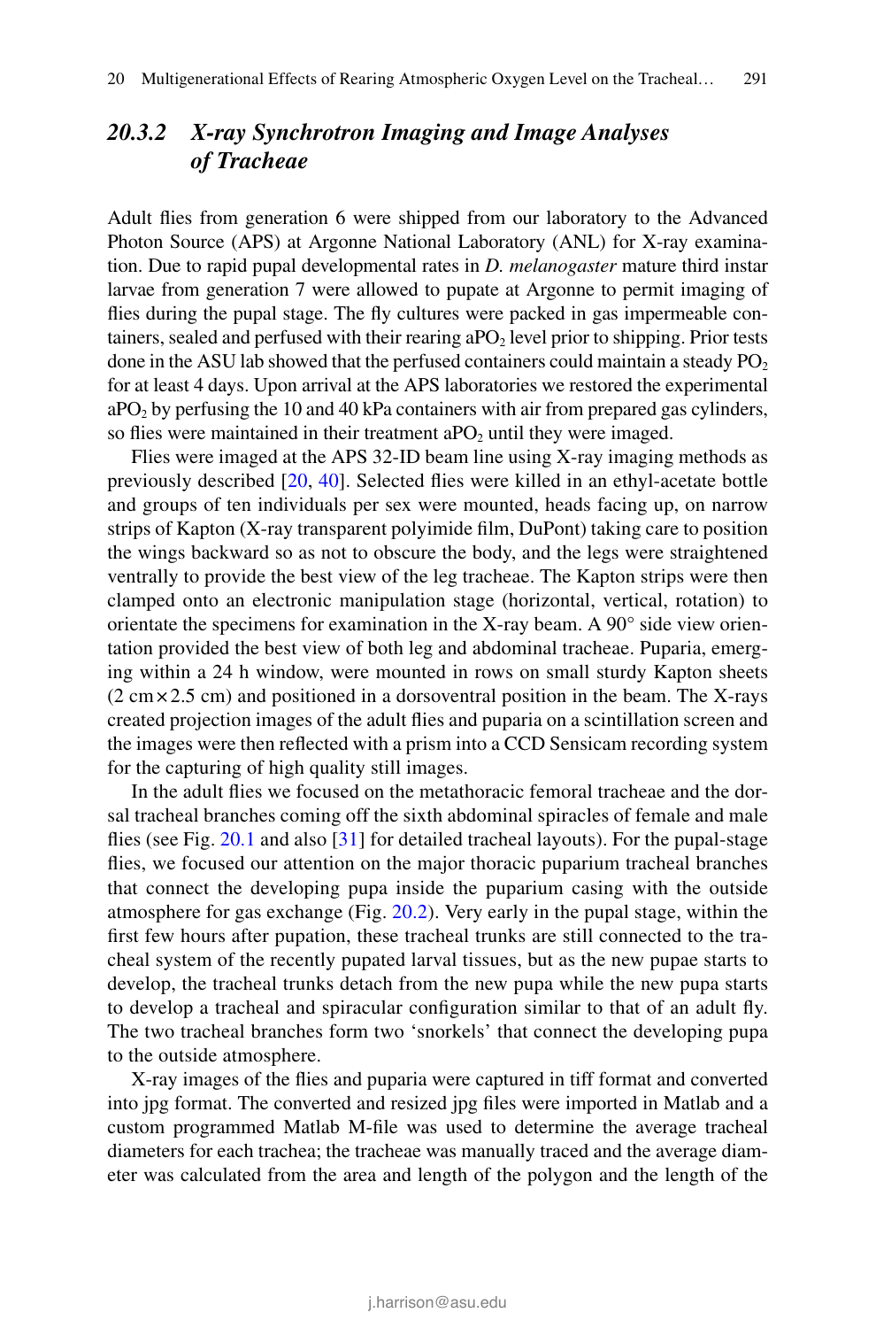### 20.3.2 *X-ray Synchrotron Imaging and Image Analyses of Tracheae*

Adult flies from generation 6 were shipped from our laboratory to the Advanced Photon Source (APS) at Argonne National Laboratory (ANL) for X-ray examination. Due to rapid pupal developmental rates in *D. melanogaster* mature third instar larvae from generation 7 were allowed to pupate at Argonne to permit imaging of flies during the pupal stage. The fly cultures were packed in gas impermeable containers, sealed and perfused with their rearing $aPO_2$ level prior to shipping. Prior tests done in the ASU lab showed that the perfused containers could maintain a steady $PO_2$ for at least 4 days. Upon arrival at the APS laboratories we restored the experimental $aPO_2$ by perfusing the 10 and 40 kPa containers with air from prepared gas cylinders, so flies were maintained in their treatment $aPO_2$ until they were imaged.

Flies were imaged at the APS 32-ID beam line using X-ray imaging methods as previously described [20, 40]. Selected flies were killed in an ethyl-acetate bottle and groups of ten individuals per sex were mounted, heads facing up, on narrow strips of Kapton (X-ray transparent polyimide film, DuPont) taking care to position the wings backward so as not to obscure the body, and the legs were straightened ventrally to provide the best view of the leg tracheae. The Kapton strips were then clamped onto an electronic manipulation stage (horizontal, vertical, rotation) to orientate the specimens for examination in the X-ray beam. A 90° side view orientation provided the best view of both leg and abdominal tracheae. Puparia, emerging within a 24 h window, were mounted in rows on small sturdy Kapton sheets (2 cm × 2.5 cm) and positioned in a dorsoventral position in the beam. The X-rays created projection images of the adult flies and puparia on a scintillation screen and the images were then reflected with a prism into a CCD Sensicam recording system for the capturing of high quality still images.

In the adult flies we focused on the metathoracic femoral tracheae and the dorsal tracheal branches coming off the sixth abdominal spiracles of female and male flies (see Fig. 20.1 and also [31] for detailed tracheal layouts). For the pupal-stage flies, we focused our attention on the major thoracic puparium tracheal branches that connect the developing pupa inside the puparium casing with the outside atmosphere for gas exchange (Fig. 20.2). Very early in the pupal stage, within the first few hours after pupation, these tracheal trunks are still connected to the tracheal system of the recently pupated larval tissues, but as the new pupae starts to develop, the tracheal trunks detach from the new pupa while the new pupa starts to develop a tracheal and spiracular configuration similar to that of an adult fly. The two tracheal branches form two 'snorkels' that connect the developing pupa to the outside atmosphere.

X-ray images of the flies and puparia were captured in tiff format and converted into jpg format. The converted and resized jpg files were imported in Matlab and a custom programmed Matlab M-file was used to determine the average tracheal diameters for each trachea; the tracheae was manually traced and the average diameter was calculated from the area and length of the polygon and the length of the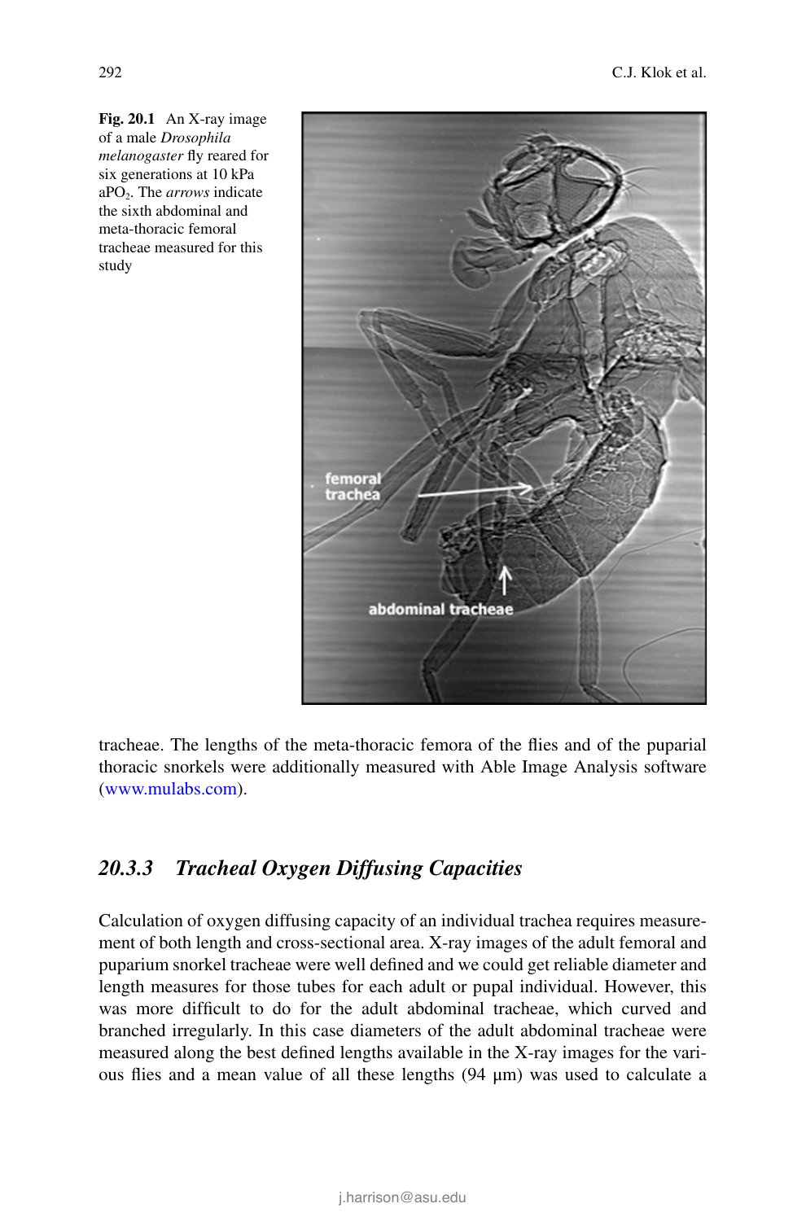**Fig. 20.1** An X-ray image of a male *Drosophila melanogaster* fly reared for six generations at 10 kPa $aPO_2$. The *arrows* indicate the sixth abdominal and meta-thoracic femoral tracheae measured for this study

tracheae. The lengths of the meta-thoracic femora of the flies and of the puparial thoracic snorkels were additionally measured with Able Image Analysis software (www.mulabs.com).

### 20.3.3 Tracheal Oxygen Diffusing Capacities

Calculation of oxygen diffusing capacity of an individual trachea requires measurement of both length and cross-sectional area. X-ray images of the adult femoral and puparium snorkel tracheae were well defined and we could get reliable diameter and length measures for those tubes for each adult or pupal individual. However, this was more difficult to do for the adult abdominal tracheae, which curved and branched irregularly. In this case diameters of the adult abdominal tracheae were measured along the best defined lengths available in the X-ray images for the various flies and a mean value of all these lengths (94 μm) was used to calculate a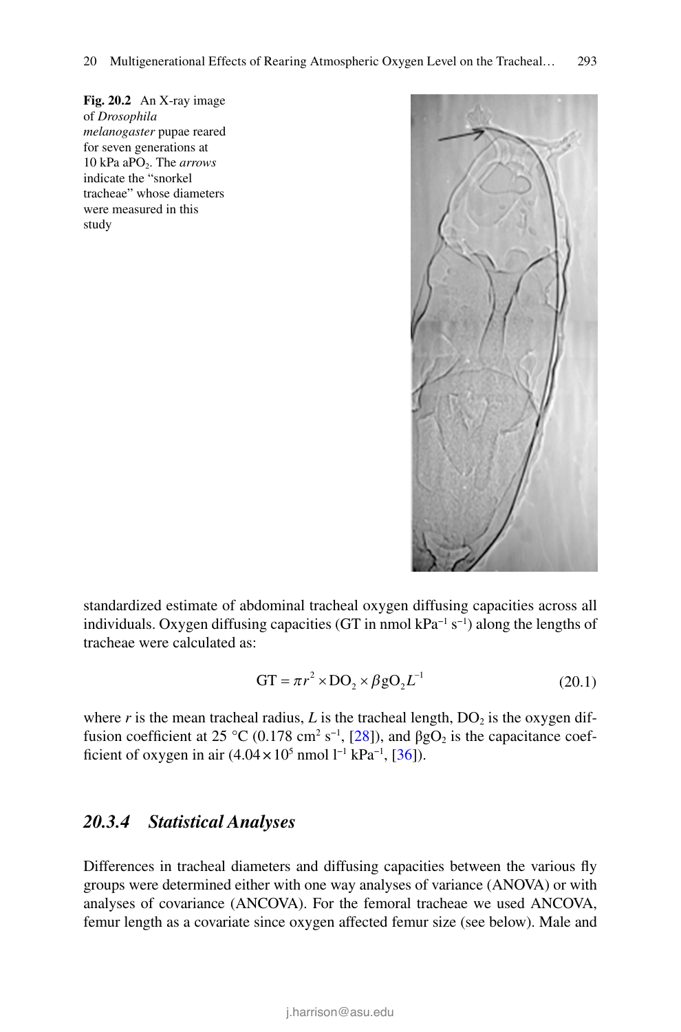**Fig. 20.2** An X-ray image of *Drosophila melanogaster* pupae reared for seven generations at 10 kPa $aPO_2$. The *arrows* indicate the "snorkel tracheae" whose diameters were measured in this study

standardized estimate of abdominal tracheal oxygen diffusing capacities across all individuals. Oxygen diffusing capacities (GT in nmol $kPa^{-1}$ $s^{-1}$) along the lengths of tracheae were calculated as:

$$\mathrm{GT} = \pi r^2 \times \mathrm{DO}_2 \times \beta \mathrm{gO}_2 L^{-1} \tag{20.1}$$

where $r$ is the mean tracheal radius, $L$ is the tracheal length, $DO_2$ is the oxygen diffusion coefficient at 25 °C (0.178 $cm^2$ $s^{-1}$, [28]), and $\beta gO_2$ is the capacitance coefficient of oxygen in air ($4.04 \times 10^5$ nmol $l^{-1}$ $kPa^{-1}$, [36]).

### *20.3.4 Statistical Analyses*

Differences in tracheal diameters and diffusing capacities between the various fly groups were determined either with one way analyses of variance (ANOVA) or with analyses of covariance (ANCOVA). For the femoral tracheae we used ANCOVA, femur length as a covariate since oxygen affected femur size (see below). Male and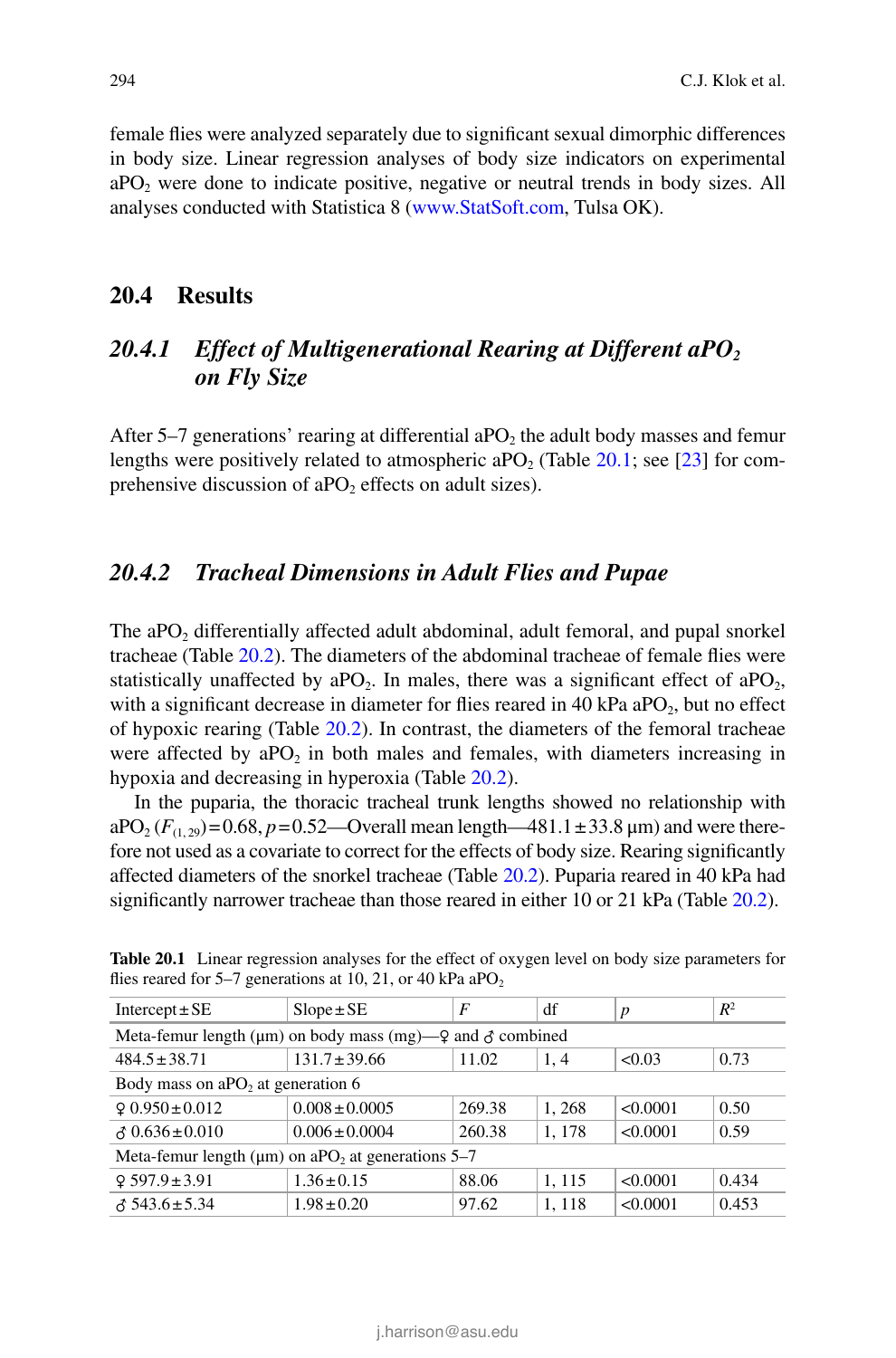female flies were analyzed separately due to significant sexual dimorphic differences in body size. Linear regression analyses of body size indicators on experimental $aPO_2$ were done to indicate positive, negative or neutral trends in body sizes. All analyses conducted with Statistica 8 (www.StatSoft.com, Tulsa OK).

## 20.4 Results

### 20.4.1 *Effect of Multigenerational Rearing at Different $aPO_2$ on Fly Size*

After 5–7 generations' rearing at differential $aPO_2$ the adult body masses and femur lengths were positively related to atmospheric $aPO_2$ (Table 20.1; see [23] for comprehensive discussion of $aPO_2$ effects on adult sizes).

### 20.4.2 *Tracheal Dimensions in Adult Flies and Pupae*

The $aPO_2$ differentially affected adult abdominal, adult femoral, and pupal snorkel tracheae (Table 20.2). The diameters of the abdominal tracheae of female flies were statistically unaffected by $aPO_2$. In males, there was a significant effect of $aPO_2$, with a significant decrease in diameter for flies reared in 40 kPa $aPO_2$, but no effect of hypoxic rearing (Table 20.2). In contrast, the diameters of the femoral tracheae were affected by $aPO_2$ in both males and females, with diameters increasing in hypoxia and decreasing in hyperoxia (Table 20.2).

In the puparia, the thoracic tracheal trunk lengths showed no relationship with $aPO_2$ ($F_{(1,29)}=0.68$, $p=0.52$—Overall mean length—$481.1 \pm 33.8$ μm) and were therefore not used as a covariate to correct for the effects of body size. Rearing significantly affected diameters of the snorkel tracheae (Table 20.2). Puparia reared in 40 kPa had significantly narrower tracheae than those reared in either 10 or 21 kPa (Table 20.2).

**Table 20.1** Linear regression analyses for the effect of oxygen level on body size parameters for flies reared for 5–7 generations at 10, 21, or 40 kPa $aPO_2$

| Intercept ± SE | Slope ± SE | $F$ | df | $p$ | $R^2$ |
|---|---|---|---|---|---|
| Meta-femur length (μm) on body mass (mg)—♀ and ♂ combined | | | | | |
| 484.5 ± 38.71 | 131.7 ± 39.66 | 11.02 | 1, 4 | <0.03 | 0.73 |
| Body mass on $aPO_2$ at generation 6 | | | | | |
| ♀ 0.950 ± 0.012 | 0.008 ± 0.0005 | 269.38 | 1, 268 | <0.0001 | 0.50 |
| ♂ 0.636 ± 0.010 | 0.006 ± 0.0004 | 260.38 | 1, 178 | <0.0001 | 0.59 |
| Meta-femur length (μm) on $aPO_2$ at generations 5–7 | | | | | |
| ♀ 597.9 ± 3.91 | 1.36 ± 0.15 | 88.06 | 1, 115 | <0.0001 | 0.434 |
| ♂ 543.6 ± 5.34 | 1.98 ± 0.20 | 97.62 | 1, 118 | <0.0001 | 0.453 |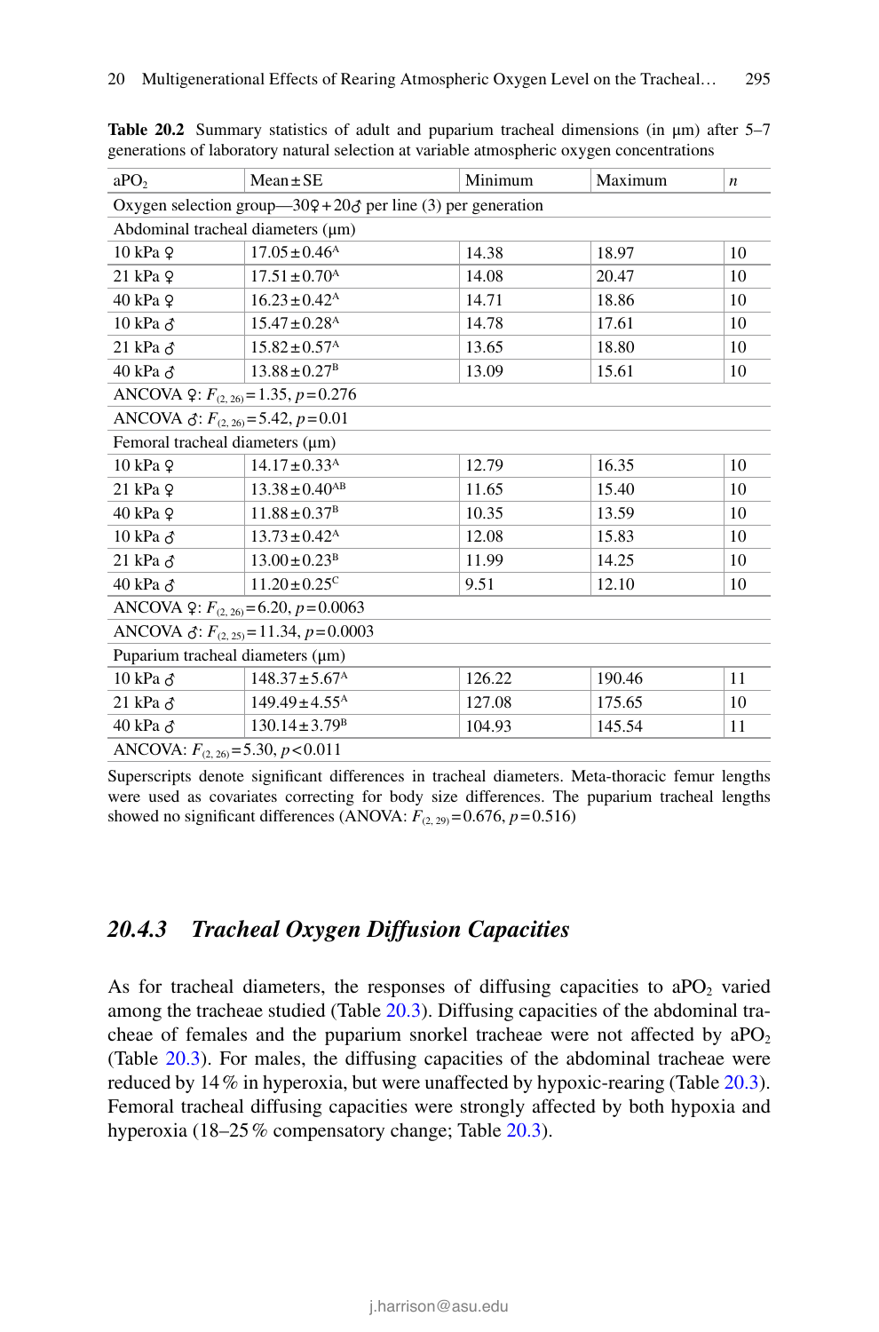**Table 20.2** Summary statistics of adult and puparium tracheal dimensions (in μm) after 5–7 generations of laboratory natural selection at variable atmospheric oxygen concentrations

| $aPO_2$ | Mean ± SE | Minimum | Maximum | *n* |
|---|---|---|---|---|
| Oxygen selection group—30♀ + 20♂ per line (3) per generation | | | | |
| Abdominal tracheal diameters (μm) | | | | |
| 10 kPa ♀ | 17.05 ± 0.46[A] | 14.38 | 18.97 | 10 |
| 21 kPa ♀ | 17.51 ± 0.70[A] | 14.08 | 20.47 | 10 |
| 40 kPa ♀ | 16.23 ± 0.42[A] | 14.71 | 18.86 | 10 |
| 10 kPa ♂ | 15.47 ± 0.28[A] | 14.78 | 17.61 | 10 |
| 21 kPa ♂ | 15.82 ± 0.57[A] | 13.65 | 18.80 | 10 |
| 40 kPa ♂ | 13.88 ± 0.27[B] | 13.09 | 15.61 | 10 |
| ANCOVA ♀: $F_{(2, 26)} = 1.35$, $p = 0.276$ | | | | |
| ANCOVA ♂: $F_{(2, 26)} = 5.42$, $p = 0.01$ | | | | |
| Femoral tracheal diameters (μm) | | | | |
| 10 kPa ♀ | 14.17 ± 0.33[A] | 12.79 | 16.35 | 10 |
| 21 kPa ♀ | 13.38 ± 0.40[AB] | 11.65 | 15.40 | 10 |
| 40 kPa ♀ | 11.88 ± 0.37[B] | 10.35 | 13.59 | 10 |
| 10 kPa ♂ | 13.73 ± 0.42[A] | 12.08 | 15.83 | 10 |
| 21 kPa ♂ | 13.00 ± 0.23[B] | 11.99 | 14.25 | 10 |
| 40 kPa ♂ | 11.20 ± 0.25[C] | 9.51 | 12.10 | 10 |
| ANCOVA ♀: $F_{(2, 26)} = 6.20$, $p = 0.0063$ | | | | |
| ANCOVA ♂: $F_{(2, 25)} = 11.34$, $p = 0.0003$ | | | | |
| Puparium tracheal diameters (μm) | | | | |
| 10 kPa ♂ | 148.37 ± 5.67[A] | 126.22 | 190.46 | 11 |
| 21 kPa ♂ | 149.49 ± 4.55[A] | 127.08 | 175.65 | 10 |
| 40 kPa ♂ | 130.14 ± 3.79[B] | 104.93 | 145.54 | 11 |
| ANCOVA: $F_{(2, 26)} = 5.30$, $p < 0.011$ | | | | |

Superscripts denote significant differences in tracheal diameters. Meta-thoracic femur lengths were used as covariates correcting for body size differences. The puparium tracheal lengths showed no significant differences (ANOVA: $F_{(2, 29)} = 0.676$, $p = 0.516$)

### 20.4.3 Tracheal Oxygen Diffusion Capacities

As for tracheal diameters, the responses of diffusing capacities to $aPO_2$ varied among the tracheae studied (Table 20.3). Diffusing capacities of the abdominal tracheae of females and the puparium snorkel tracheae were not affected by $aPO_2$ (Table 20.3). For males, the diffusing capacities of the abdominal tracheae were reduced by 14 % in hyperoxia, but were unaffected by hypoxic-rearing (Table 20.3). Femoral tracheal diffusing capacities were strongly affected by both hypoxia and hyperoxia (18–25 % compensatory change; Table 20.3).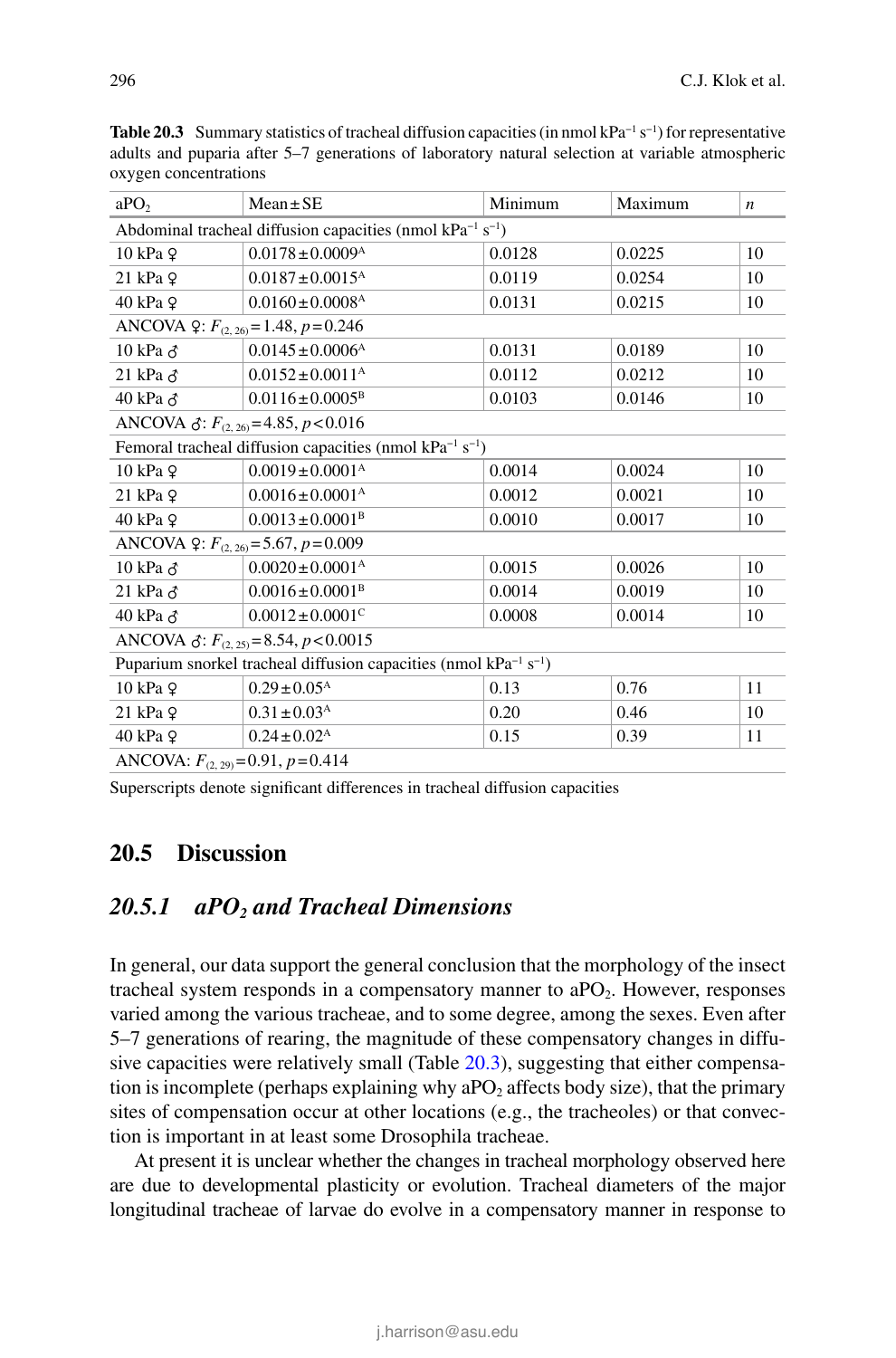**Table 20.3** Summary statistics of tracheal diffusion capacities (in nmol $kPa^{-1}$ $s^{-1}$) for representative adults and puparia after 5–7 generations of laboratory natural selection at variable atmospheric oxygen concentrations

| $aPO_2$ | Mean ± SE | Minimum | Maximum | *n* |
|---|---|---|---|---|
| Abdominal tracheal diffusion capacities (nmol $kPa^{-1}$ $s^{-1}$) | | | | |
| 10 kPa ♀ | $0.0178 \pm 0.0009^{A}$ | 0.0128 | 0.0225 | 10 |
| 21 kPa ♀ | $0.0187 \pm 0.0015^{A}$ | 0.0119 | 0.0254 | 10 |
| 40 kPa ♀ | $0.0160 \pm 0.0008^{A}$ | 0.0131 | 0.0215 | 10 |
| ANCOVA ♀: $F_{(2, 26)} = 1.48$, $p = 0.246$ | | | | |
| 10 kPa ♂ | $0.0145 \pm 0.0006^{A}$ | 0.0131 | 0.0189 | 10 |
| 21 kPa ♂ | $0.0152 \pm 0.0011^{A}$ | 0.0112 | 0.0212 | 10 |
| 40 kPa ♂ | $0.0116 \pm 0.0005^{B}$ | 0.0103 | 0.0146 | 10 |
| ANCOVA ♂: $F_{(2, 26)} = 4.85$, $p < 0.016$ | | | | |
| Femoral tracheal diffusion capacities (nmol $kPa^{-1}$ $s^{-1}$) | | | | |
| 10 kPa ♀ | $0.0019 \pm 0.0001^{A}$ | 0.0014 | 0.0024 | 10 |
| 21 kPa ♀ | $0.0016 \pm 0.0001^{A}$ | 0.0012 | 0.0021 | 10 |
| 40 kPa ♀ | $0.0013 \pm 0.0001^{B}$ | 0.0010 | 0.0017 | 10 |
| ANCOVA ♀: $F_{(2, 26)} = 5.67$, $p = 0.009$ | | | | |
| 10 kPa ♂ | $0.0020 \pm 0.0001^{A}$ | 0.0015 | 0.0026 | 10 |
| 21 kPa ♂ | $0.0016 \pm 0.0001^{B}$ | 0.0014 | 0.0019 | 10 |
| 40 kPa ♂ | $0.0012 \pm 0.0001^{C}$ | 0.0008 | 0.0014 | 10 |
| ANCOVA ♂: $F_{(2, 25)} = 8.54$, $p < 0.0015$ | | | | |
| Puparium snorkel tracheal diffusion capacities (nmol $kPa^{-1}$ $s^{-1}$) | | | | |
| 10 kPa ♀ | $0.29 \pm 0.05^{A}$ | 0.13 | 0.76 | 11 |
| 21 kPa ♀ | $0.31 \pm 0.03^{A}$ | 0.20 | 0.46 | 10 |
| 40 kPa ♀ | $0.24 \pm 0.02^{A}$ | 0.15 | 0.39 | 11 |
| ANCOVA: $F_{(2, 29)} = 0.91$, $p = 0.414$ | | | | |

Superscripts denote significant differences in tracheal diffusion capacities

## 20.5 Discussion

### 20.5.1 *$aPO_2$ and Tracheal Dimensions*

In general, our data support the general conclusion that the morphology of the insect tracheal system responds in a compensatory manner to $aPO_2$. However, responses varied among the various tracheae, and to some degree, among the sexes. Even after 5–7 generations of rearing, the magnitude of these compensatory changes in diffusive capacities were relatively small (Table 20.3), suggesting that either compensation is incomplete (perhaps explaining why $aPO_2$ affects body size), that the primary sites of compensation occur at other locations (e.g., the tracheoles) or that convection is important in at least some Drosophila tracheae.

At present it is unclear whether the changes in tracheal morphology observed here are due to developmental plasticity or evolution. Tracheal diameters of the major longitudinal tracheae of larvae do evolve in a compensatory manner in response to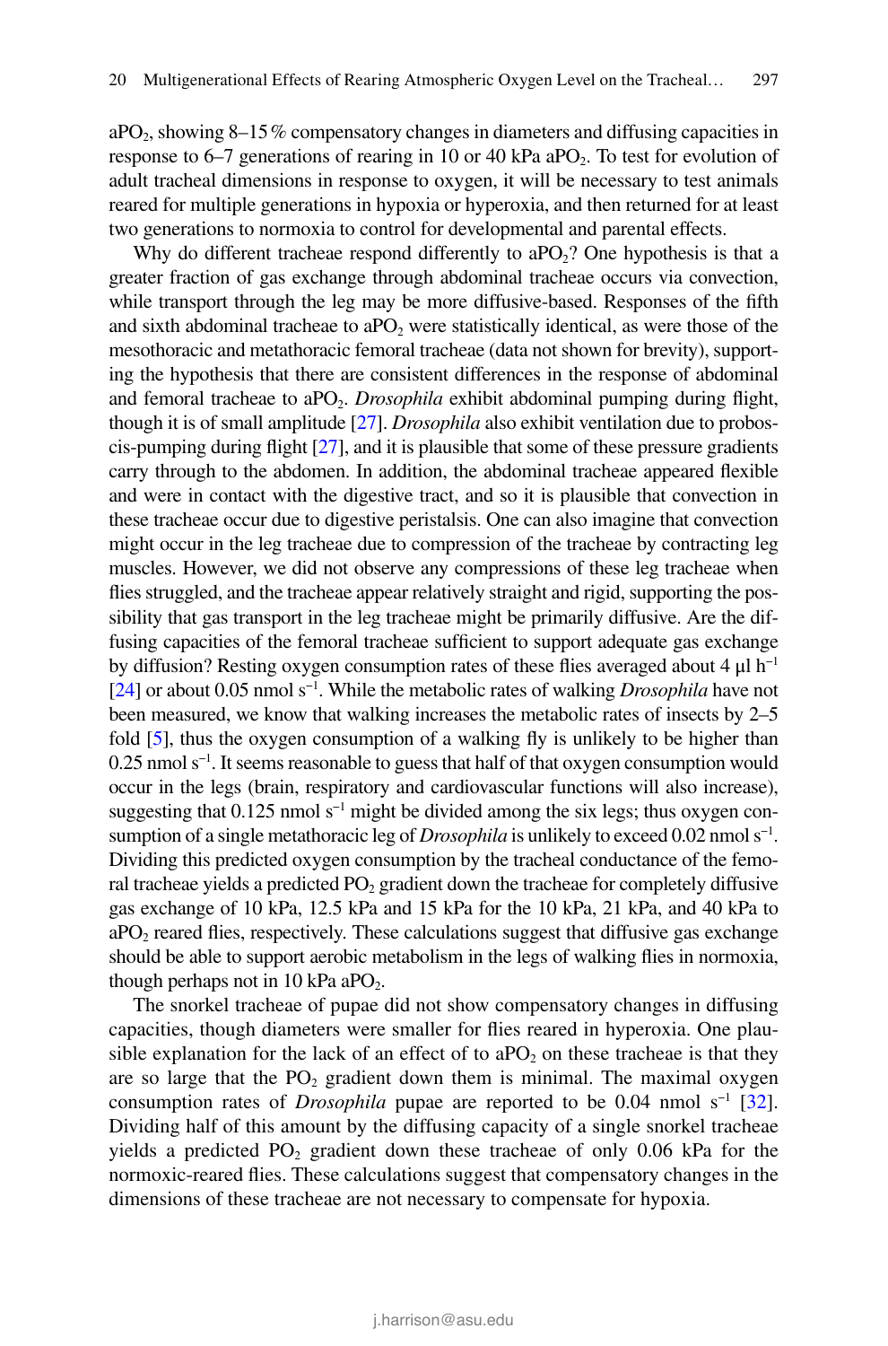$aPO_2$, showing 8–15 % compensatory changes in diameters and diffusing capacities in response to 6–7 generations of rearing in 10 or 40 kPa $aPO_2$. To test for evolution of adult tracheal dimensions in response to oxygen, it will be necessary to test animals reared for multiple generations in hypoxia or hyperoxia, and then returned for at least two generations to normoxia to control for developmental and parental effects.

Why do different tracheae respond differently to $aPO_2$? One hypothesis is that a greater fraction of gas exchange through abdominal tracheae occurs via convection, while transport through the leg may be more diffusive-based. Responses of the fifth and sixth abdominal tracheae to $aPO_2$ were statistically identical, as were those of the mesothoracic and metathoracic femoral tracheae (data not shown for brevity), supporting the hypothesis that there are consistent differences in the response of abdominal and femoral tracheae to $aPO_2$. *Drosophila* exhibit abdominal pumping during flight, though it is of small amplitude [27]. *Drosophila* also exhibit ventilation due to proboscis-pumping during flight [27], and it is plausible that some of these pressure gradients carry through to the abdomen. In addition, the abdominal tracheae appeared flexible and were in contact with the digestive tract, and so it is plausible that convection in these tracheae occur due to digestive peristalsis. One can also imagine that convection might occur in the leg tracheae due to compression of the tracheae by contracting leg muscles. However, we did not observe any compressions of these leg tracheae when flies struggled, and the tracheae appear relatively straight and rigid, supporting the possibility that gas transport in the leg tracheae might be primarily diffusive. Are the diffusing capacities of the femoral tracheae sufficient to support adequate gas exchange by diffusion? Resting oxygen consumption rates of these flies averaged about 4 μl $h^{-1}$ [24] or about 0.05 nmol $s^{-1}$. While the metabolic rates of walking *Drosophila* have not been measured, we know that walking increases the metabolic rates of insects by 2–5 fold [5], thus the oxygen consumption of a walking fly is unlikely to be higher than 0.25 nmol $s^{-1}$. It seems reasonable to guess that half of that oxygen consumption would occur in the legs (brain, respiratory and cardiovascular functions will also increase), suggesting that 0.125 nmol $s^{-1}$ might be divided among the six legs; thus oxygen consumption of a single metathoracic leg of *Drosophila* is unlikely to exceed 0.02 nmol $s^{-1}$. Dividing this predicted oxygen consumption by the tracheal conductance of the femoral tracheae yields a predicted $PO_2$ gradient down the tracheae for completely diffusive gas exchange of 10 kPa, 12.5 kPa and 15 kPa for the 10 kPa, 21 kPa, and 40 kPa to $aPO_2$ reared flies, respectively. These calculations suggest that diffusive gas exchange should be able to support aerobic metabolism in the legs of walking flies in normoxia, though perhaps not in 10 kPa $aPO_2$.

The snorkel tracheae of pupae did not show compensatory changes in diffusing capacities, though diameters were smaller for flies reared in hyperoxia. One plausible explanation for the lack of an effect of to $aPO_2$ on these tracheae is that they are so large that the $PO_2$ gradient down them is minimal. The maximal oxygen consumption rates of *Drosophila* pupae are reported to be 0.04 nmol $s^{-1}$ [32]. Dividing half of this amount by the diffusing capacity of a single snorkel tracheae yields a predicted $PO_2$ gradient down these tracheae of only 0.06 kPa for the normoxic-reared flies. These calculations suggest that compensatory changes in the dimensions of these tracheae are not necessary to compensate for hypoxia.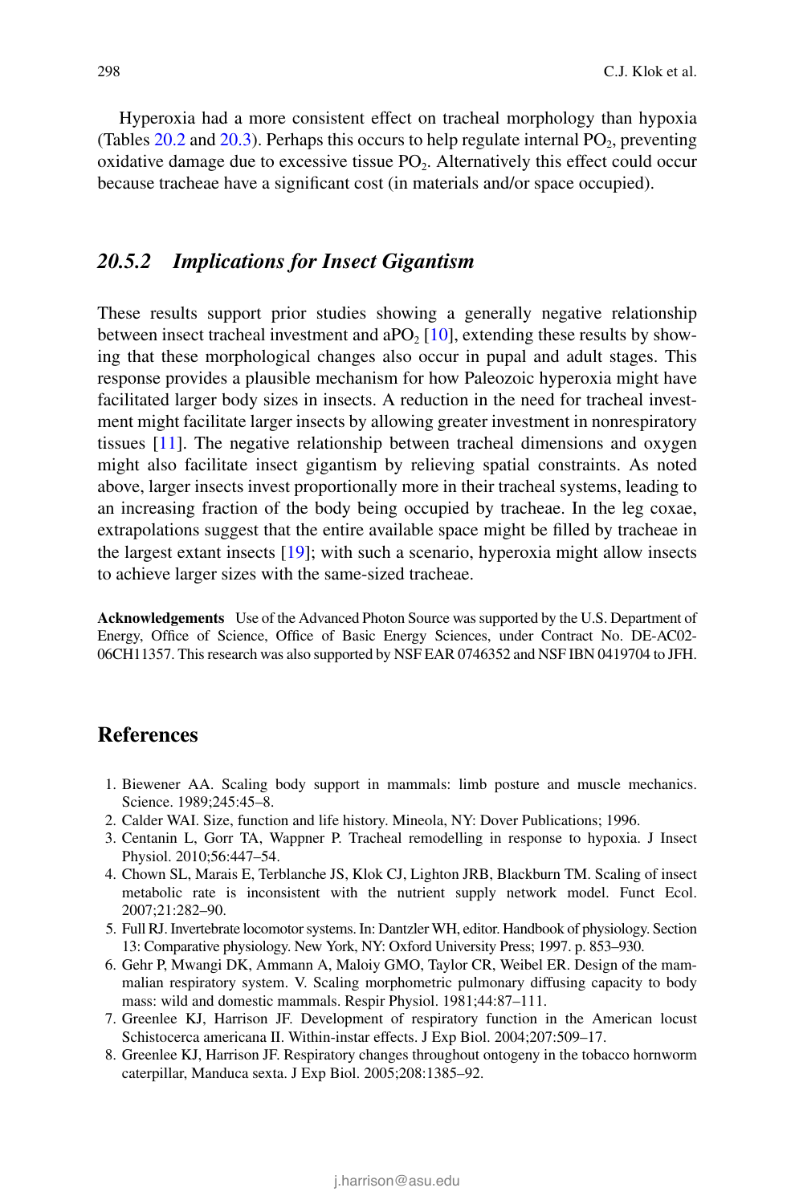Hyperoxia had a more consistent effect on tracheal morphology than hypoxia (Tables 20.2 and 20.3). Perhaps this occurs to help regulate internal $PO_2$, preventing oxidative damage due to excessive tissue $PO_2$. Alternatively this effect could occur because tracheae have a significant cost (in materials and/or space occupied).

### *20.5.2 Implications for Insect Gigantism*

These results support prior studies showing a generally negative relationship between insect tracheal investment and $aPO_2$ [10], extending these results by showing that these morphological changes also occur in pupal and adult stages. This response provides a plausible mechanism for how Paleozoic hyperoxia might have facilitated larger body sizes in insects. A reduction in the need for tracheal investment might facilitate larger insects by allowing greater investment in nonrespiratory tissues [11]. The negative relationship between tracheal dimensions and oxygen might also facilitate insect gigantism by relieving spatial constraints. As noted above, larger insects invest proportionally more in their tracheal systems, leading to an increasing fraction of the body being occupied by tracheae. In the leg coxae, extrapolations suggest that the entire available space might be filled by tracheae in the largest extant insects [19]; with such a scenario, hyperoxia might allow insects to achieve larger sizes with the same-sized tracheae.

**Acknowledgements** Use of the Advanced Photon Source was supported by the U.S. Department of Energy, Office of Science, Office of Basic Energy Sciences, under Contract No. DE-AC02-06CH11357. This research was also supported by NSF EAR 0746352 and NSF IBN 0419704 to JFH.

## References

1. Biewener AA. Scaling body support in mammals: limb posture and muscle mechanics. Science. 1989;245:45–8.
2. Calder WAI. Size, function and life history. Mineola, NY: Dover Publications; 1996.
3. Centanin L, Gorr TA, Wappner P. Tracheal remodelling in response to hypoxia. J Insect Physiol. 2010;56:447–54.
4. Chown SL, Marais E, Terblanche JS, Klok CJ, Lighton JRB, Blackburn TM. Scaling of insect metabolic rate is inconsistent with the nutrient supply network model. Funct Ecol. 2007;21:282–90.
5. Full RJ. Invertebrate locomotor systems. In: Dantzler WH, editor. Handbook of physiology. Section 13: Comparative physiology. New York, NY: Oxford University Press; 1997. p. 853–930.
6. Gehr P, Mwangi DK, Ammann A, Maloiy GMO, Taylor CR, Weibel ER. Design of the mammalian respiratory system. V. Scaling morphometric pulmonary diffusing capacity to body mass: wild and domestic mammals. Respir Physiol. 1981;44:87–111.
7. Greenlee KJ, Harrison JF. Development of respiratory function in the American locust Schistocerca americana II. Within-instar effects. J Exp Biol. 2004;207:509–17.
8. Greenlee KJ, Harrison JF. Respiratory changes throughout ontogeny in the tobacco hornworm caterpillar, Manduca sexta. J Exp Biol. 2005;208:1385–92.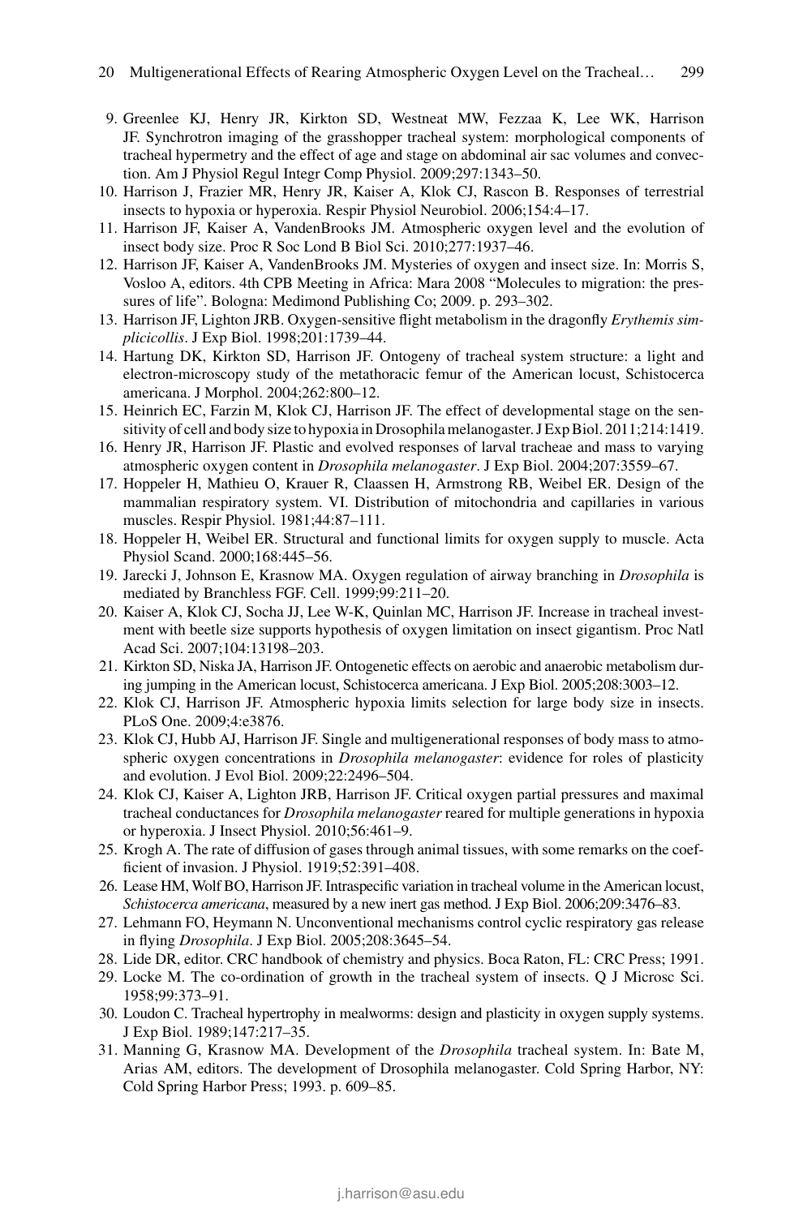9. Greenlee KJ, Henry JR, Kirkton SD, Westneat MW, Fezzaa K, Lee WK, Harrison JF. Synchrotron imaging of the grasshopper tracheal system: morphological components of tracheal hypermetry and the effect of age and stage on abdominal air sac volumes and convection. Am J Physiol Regul Integr Comp Physiol. 2009;297:1343–50.
10. Harrison J, Frazier MR, Henry JR, Kaiser A, Klok CJ, Rascon B. Responses of terrestrial insects to hypoxia or hyperoxia. Respir Physiol Neurobiol. 2006;154:4–17.
11. Harrison JF, Kaiser A, VandenBrooks JM. Atmospheric oxygen level and the evolution of insect body size. Proc R Soc Lond B Biol Sci. 2010;277:1937–46.
12. Harrison JF, Kaiser A, VandenBrooks JM. Mysteries of oxygen and insect size. In: Morris S, Vosloo A, editors. 4th CPB Meeting in Africa: Mara 2008 "Molecules to migration: the pressures of life". Bologna: Medimond Publishing Co; 2009. p. 293–302.
13. Harrison JF, Lighton JRB. Oxygen-sensitive flight metabolism in the dragonfly *Erythemis simplicicollis*. J Exp Biol. 1998;201:1739–44.
14. Hartung DK, Kirkton SD, Harrison JF. Ontogeny of tracheal system structure: a light and electron-microscopy study of the metathoracic femur of the American locust, Schistocerca americana. J Morphol. 2004;262:800–12.
15. Heinrich EC, Farzin M, Klok CJ, Harrison JF. The effect of developmental stage on the sensitivity of cell and body size to hypoxia in Drosophila melanogaster. J Exp Biol. 2011;214:1419.
16. Henry JR, Harrison JF. Plastic and evolved responses of larval tracheae and mass to varying atmospheric oxygen content in *Drosophila melanogaster*. J Exp Biol. 2004;207:3559–67.
17. Hoppeler H, Mathieu O, Krauer R, Claassen H, Armstrong RB, Weibel ER. Design of the mammalian respiratory system. VI. Distribution of mitochondria and capillaries in various muscles. Respir Physiol. 1981;44:87–111.
18. Hoppeler H, Weibel ER. Structural and functional limits for oxygen supply to muscle. Acta Physiol Scand. 2000;168:445–56.
19. Jarecki J, Johnson E, Krasnow MA. Oxygen regulation of airway branching in *Drosophila* is mediated by Branchless FGF. Cell. 1999;99:211–20.
20. Kaiser A, Klok CJ, Socha JJ, Lee W-K, Quinlan MC, Harrison JF. Increase in tracheal investment with beetle size supports hypothesis of oxygen limitation on insect gigantism. Proc Natl Acad Sci. 2007;104:13198–203.
21. Kirkton SD, Niska JA, Harrison JF. Ontogenetic effects on aerobic and anaerobic metabolism during jumping in the American locust, Schistocerca americana. J Exp Biol. 2005;208:3003–12.
22. Klok CJ, Harrison JF. Atmospheric hypoxia limits selection for large body size in insects. PLoS One. 2009;4:e3876.
23. Klok CJ, Hubb AJ, Harrison JF. Single and multigenerational responses of body mass to atmospheric oxygen concentrations in *Drosophila melanogaster*: evidence for roles of plasticity and evolution. J Evol Biol. 2009;22:2496–504.
24. Klok CJ, Kaiser A, Lighton JRB, Harrison JF. Critical oxygen partial pressures and maximal tracheal conductances for *Drosophila melanogaster* reared for multiple generations in hypoxia or hyperoxia. J Insect Physiol. 2010;56:461–9.
25. Krogh A. The rate of diffusion of gases through animal tissues, with some remarks on the coefficient of invasion. J Physiol. 1919;52:391–408.
26. Lease HM, Wolf BO, Harrison JF. Intraspecific variation in tracheal volume in the American locust, *Schistocerca americana*, measured by a new inert gas method. J Exp Biol. 2006;209:3476–83.
27. Lehmann FO, Heymann N. Unconventional mechanisms control cyclic respiratory gas release in flying *Drosophila*. J Exp Biol. 2005;208:3645–54.
28. Lide DR, editor. CRC handbook of chemistry and physics. Boca Raton, FL: CRC Press; 1991.
29. Locke M. The co-ordination of growth in the tracheal system of insects. Q J Microsc Sci. 1958;99:373–91.
30. Loudon C. Tracheal hypertrophy in mealworms: design and plasticity in oxygen supply systems. J Exp Biol. 1989;147:217–35.
31. Manning G, Krasnow MA. Development of the *Drosophila* tracheal system. In: Bate M, Arias AM, editors. The development of Drosophila melanogaster. Cold Spring Harbor, NY: Cold Spring Harbor Press; 1993. p. 609–85.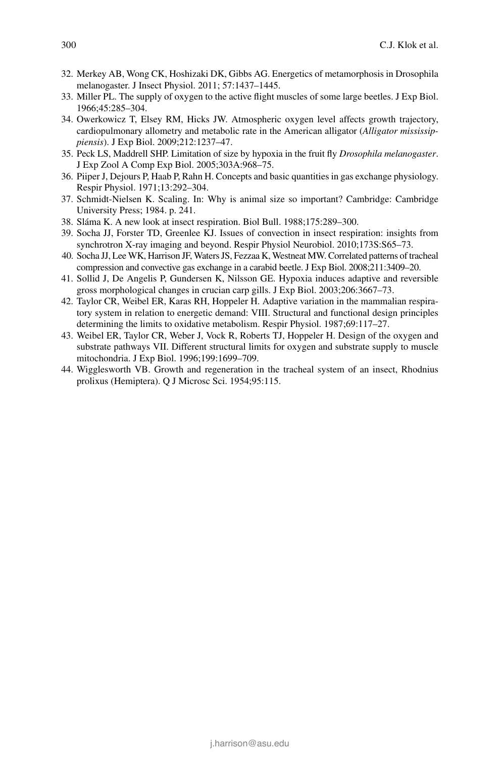32. Merkey AB, Wong CK, Hoshizaki DK, Gibbs AG. Energetics of metamorphosis in Drosophila melanogaster. J Insect Physiol. 2011; 57:1437–1445.
33. Miller PL. The supply of oxygen to the active flight muscles of some large beetles. J Exp Biol. 1966;45:285–304.
34. Owerkowicz T, Elsey RM, Hicks JW. Atmospheric oxygen level affects growth trajectory, cardiopulmonary allometry and metabolic rate in the American alligator (*Alligator mississippiensis*). J Exp Biol. 2009;212:1237–47.
35. Peck LS, Maddrell SHP. Limitation of size by hypoxia in the fruit fly *Drosophila melanogaster*. J Exp Zool A Comp Exp Biol. 2005;303A:968–75.
36. Piiper J, Dejours P, Haab P, Rahn H. Concepts and basic quantities in gas exchange physiology. Respir Physiol. 1971;13:292–304.
37. Schmidt-Nielsen K. Scaling. In: Why is animal size so important? Cambridge: Cambridge University Press; 1984. p. 241.
38. Sláma K. A new look at insect respiration. Biol Bull. 1988;175:289–300.
39. Socha JJ, Forster TD, Greenlee KJ. Issues of convection in insect respiration: insights from synchrotron X-ray imaging and beyond. Respir Physiol Neurobiol. 2010;173S:S65–73.
40. Socha JJ, Lee WK, Harrison JF, Waters JS, Fezzaa K, Westneat MW. Correlated patterns of tracheal compression and convective gas exchange in a carabid beetle. J Exp Biol. 2008;211:3409–20.
41. Sollid J, De Angelis P, Gundersen K, Nilsson GE. Hypoxia induces adaptive and reversible gross morphological changes in crucian carp gills. J Exp Biol. 2003;206:3667–73.
42. Taylor CR, Weibel ER, Karas RH, Hoppeler H. Adaptive variation in the mammalian respiratory system in relation to energetic demand: VIII. Structural and functional design principles determining the limits to oxidative metabolism. Respir Physiol. 1987;69:117–27.
43. Weibel ER, Taylor CR, Weber J, Vock R, Roberts TJ, Hoppeler H. Design of the oxygen and substrate pathways VII. Different structural limits for oxygen and substrate supply to muscle mitochondria. J Exp Biol. 1996;199:1699–709.
44. Wigglesworth VB. Growth and regeneration in the tracheal system of an insect, Rhodnius prolixus (Hemiptera). Q J Microsc Sci. 1954;95:115.